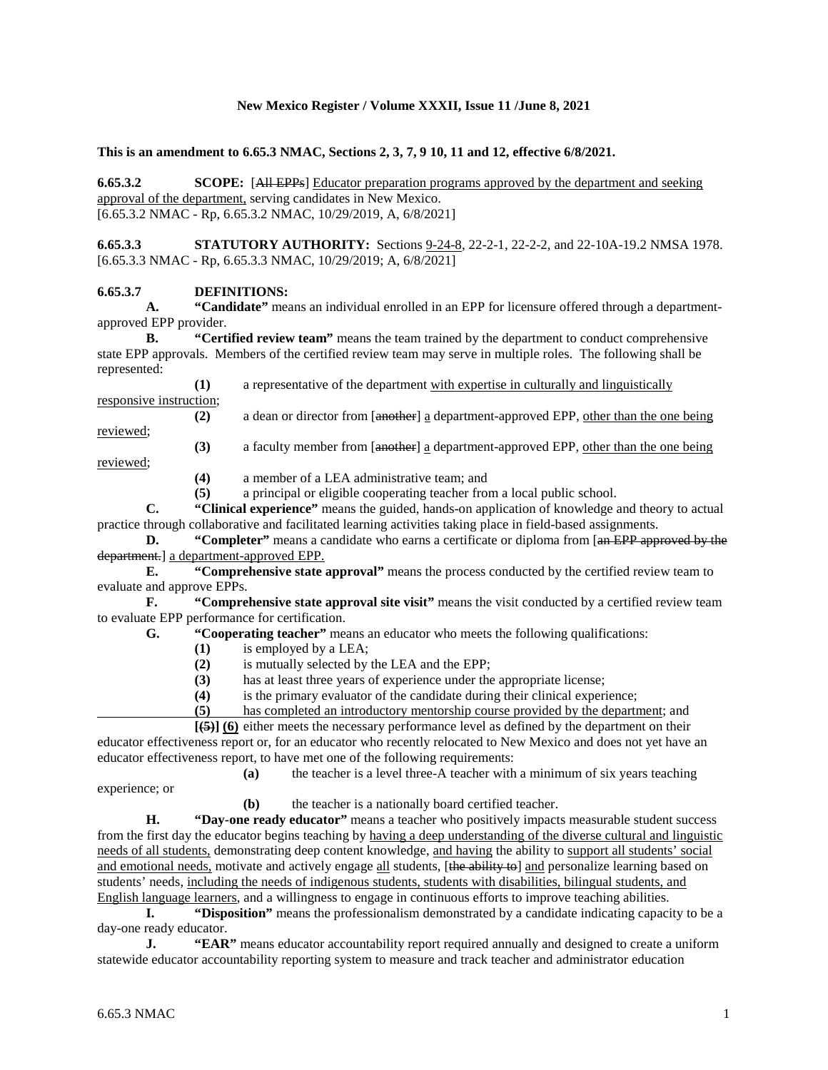**New Mexico Register / Volume XXXII, Issue 11 /June 8, 2021**

**This is an amendment to 6.65.3 NMAC, Sections 2, 3, 7, 9 10, 11 and 12, effective 6/8/2021.**

**6.65.3.2 SCOPE:** [~~All EPPs~~] <u>Educator preparation programs approved by the department and seeking approval of the department,</u> serving candidates in New Mexico.
[6.65.3.2 NMAC - Rp, 6.65.3.2 NMAC, 10/29/2019, A, 6/8/2021]

**6.65.3.3 STATUTORY AUTHORITY:** Sections <u>9-24-8</u>, 22-2-1, 22-2-2, and 22-10A-19.2 NMSA 1978.
[6.65.3.3 NMAC - Rp, 6.65.3.3 NMAC, 10/29/2019; A, 6/8/2021]

**6.65.3.7 DEFINITIONS:**

**A. "Candidate"** means an individual enrolled in an EPP for licensure offered through a department-approved EPP provider.

**B. "Certified review team"** means the team trained by the department to conduct comprehensive state EPP approvals. Members of the certified review team may serve in multiple roles. The following shall be represented:

**(1)** a representative of the department <u>with expertise in culturally and linguistically responsive instruction</u>;

**(2)** a dean or director from [~~another~~] <u>a</u> department-approved EPP, <u>other than the one being reviewed</u>;

**(3)** a faculty member from [~~another~~] <u>a</u> department-approved EPP, <u>other than the one being reviewed</u>;

**(4)** a member of a LEA administrative team; and

**(5)** a principal or eligible cooperating teacher from a local public school.

**C. "Clinical experience"** means the guided, hands-on application of knowledge and theory to actual practice through collaborative and facilitated learning activities taking place in field-based assignments.

**D. "Completer"** means a candidate who earns a certificate or diploma from [~~an EPP approved by the department.~~] <u>a department-approved EPP.</u>

**E. "Comprehensive state approval"** means the process conducted by the certified review team to evaluate and approve EPPs.

**F. "Comprehensive state approval site visit"** means the visit conducted by a certified review team to evaluate EPP performance for certification.

**G. "Cooperating teacher"** means an educator who meets the following qualifications:

**(1)** is employed by a LEA;

**(2)** is mutually selected by the LEA and the EPP;

**(3)** has at least three years of experience under the appropriate license;

**(4)** is the primary evaluator of the candidate during their clinical experience;

<u>**(5)** has completed an introductory mentorship course provided by the department</u>; and

**[~~(5)~~] (6)** either meets the necessary performance level as defined by the department on their educator effectiveness report or, for an educator who recently relocated to New Mexico and does not yet have an educator effectiveness report, to have met one of the following requirements:

**(a)** the teacher is a level three-A teacher with a minimum of six years teaching experience; or

**(b)** the teacher is a nationally board certified teacher.

**H. "Day-one ready educator"** means a teacher who positively impacts measurable student success from the first day the educator begins teaching by <u>having a deep understanding of the diverse cultural and linguistic needs of all students,</u> demonstrating deep content knowledge, <u>and having</u> the ability to <u>support all students' social and emotional needs,</u> motivate and actively engage <u>all</u> students, [~~the ability to~~] <u>and</u> personalize learning based on students' needs, <u>including the needs of indigenous students, students with disabilities, bilingual students, and English language learners</u>, and a willingness to engage in continuous efforts to improve teaching abilities.

**I. "Disposition"** means the professionalism demonstrated by a candidate indicating capacity to be a day-one ready educator.

**J. "EAR"** means educator accountability report required annually and designed to create a uniform statewide educator accountability reporting system to measure and track teacher and administrator education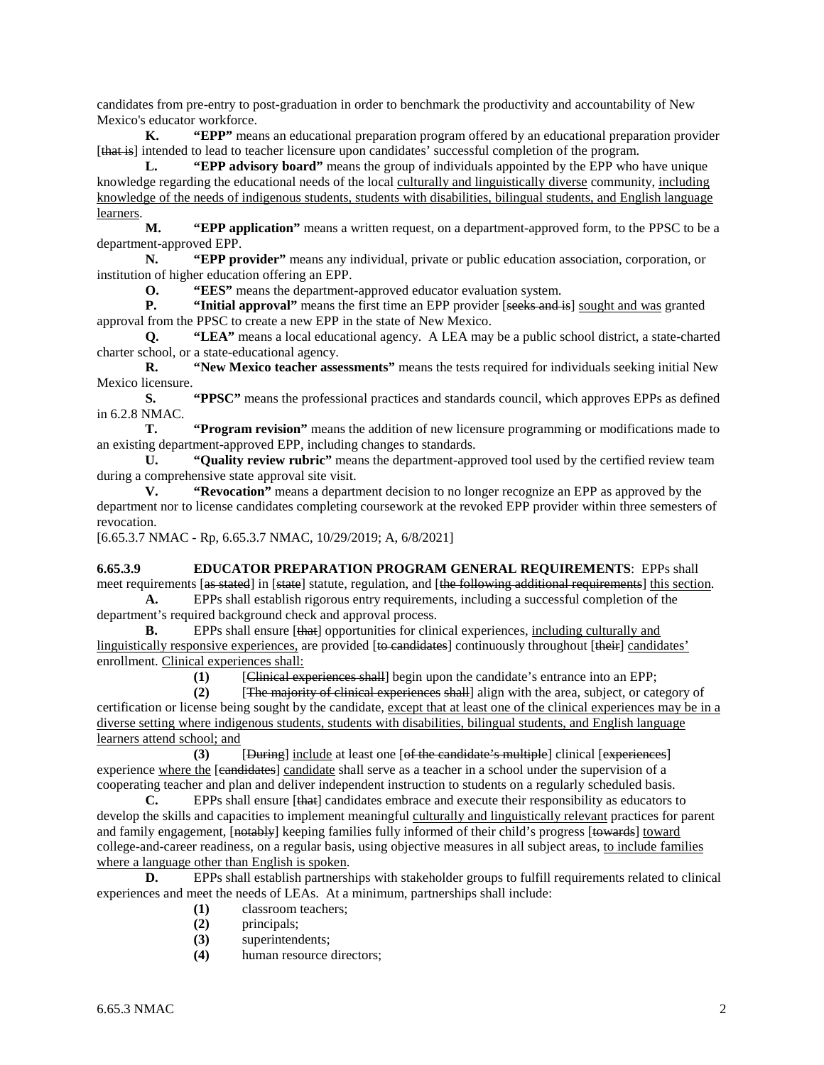candidates from pre-entry to post-graduation in order to benchmark the productivity and accountability of New Mexico's educator workforce.

**K.** **"EPP"** means an educational preparation program offered by an educational preparation provider [~~that is~~] intended to lead to teacher licensure upon candidates' successful completion of the program.

**L.** **"EPP advisory board"** means the group of individuals appointed by the EPP who have unique knowledge regarding the educational needs of the local <u>culturally and linguistically diverse</u> community, <u>including knowledge of the needs of indigenous students, students with disabilities, bilingual students, and English language learners</u>.

**M.** **"EPP application"** means a written request, on a department-approved form, to the PPSC to be a department-approved EPP.

**N.** **"EPP provider"** means any individual, private or public education association, corporation, or institution of higher education offering an EPP.

**O.** **"EES"** means the department-approved educator evaluation system.

**P.** **"Initial approval"** means the first time an EPP provider [~~seeks and is~~] <u>sought and was</u> granted approval from the PPSC to create a new EPP in the state of New Mexico.

**Q.** **"LEA"** means a local educational agency. A LEA may be a public school district, a state-charted charter school, or a state-educational agency.

**R.** **"New Mexico teacher assessments"** means the tests required for individuals seeking initial New Mexico licensure.

**S.** **"PPSC"** means the professional practices and standards council, which approves EPPs as defined in 6.2.8 NMAC.

**T.** **"Program revision"** means the addition of new licensure programming or modifications made to an existing department-approved EPP, including changes to standards.

**U.** **"Quality review rubric"** means the department-approved tool used by the certified review team during a comprehensive state approval site visit.

**V.** **"Revocation"** means a department decision to no longer recognize an EPP as approved by the department nor to license candidates completing coursework at the revoked EPP provider within three semesters of revocation.

[6.65.3.7 NMAC - Rp, 6.65.3.7 NMAC, 10/29/2019; A, 6/8/2021]

**6.65.3.9 EDUCATOR PREPARATION PROGRAM GENERAL REQUIREMENTS**: EPPs shall meet requirements [~~as stated~~] in [~~state~~] statute, regulation, and [~~the following additional requirements~~] <u>this section</u>.

**A.** EPPs shall establish rigorous entry requirements, including a successful completion of the department's required background check and approval process.

**B.** EPPs shall ensure [~~that~~] opportunities for clinical experiences, <u>including culturally and linguistically responsive experiences,</u> are provided [~~to candidates~~] continuously throughout [~~their~~] <u>candidates'</u> enrollment. <u>Clinical experiences shall:</u>

**(1)** [~~Clinical experiences shall~~] begin upon the candidate's entrance into an EPP;

**(2)** [~~The majority of clinical experiences shall~~] align with the area, subject, or category of certification or license being sought by the candidate, <u>except that at least one of the clinical experiences may be in a diverse setting where indigenous students, students with disabilities, bilingual students, and English language learners attend school; and</u>

**(3)** [~~During~~] <u>include</u> at least one [~~of the candidate's multiple~~] clinical [~~experiences~~] experience <u>where the</u> [~~candidates~~] <u>candidate</u> shall serve as a teacher in a school under the supervision of a cooperating teacher and plan and deliver independent instruction to students on a regularly scheduled basis.

**C.** EPPs shall ensure [~~that~~] candidates embrace and execute their responsibility as educators to develop the skills and capacities to implement meaningful <u>culturally and linguistically relevant</u> practices for parent and family engagement, [~~notably~~] keeping families fully informed of their child's progress [~~towards~~] <u>toward</u> college-and-career readiness, on a regular basis, using objective measures in all subject areas, <u>to include families where a language other than English is spoken</u>.

**D.** EPPs shall establish partnerships with stakeholder groups to fulfill requirements related to clinical experiences and meet the needs of LEAs. At a minimum, partnerships shall include:

**(1)** classroom teachers;

**(2)** principals;

**(3)** superintendents;

**(4)** human resource directors;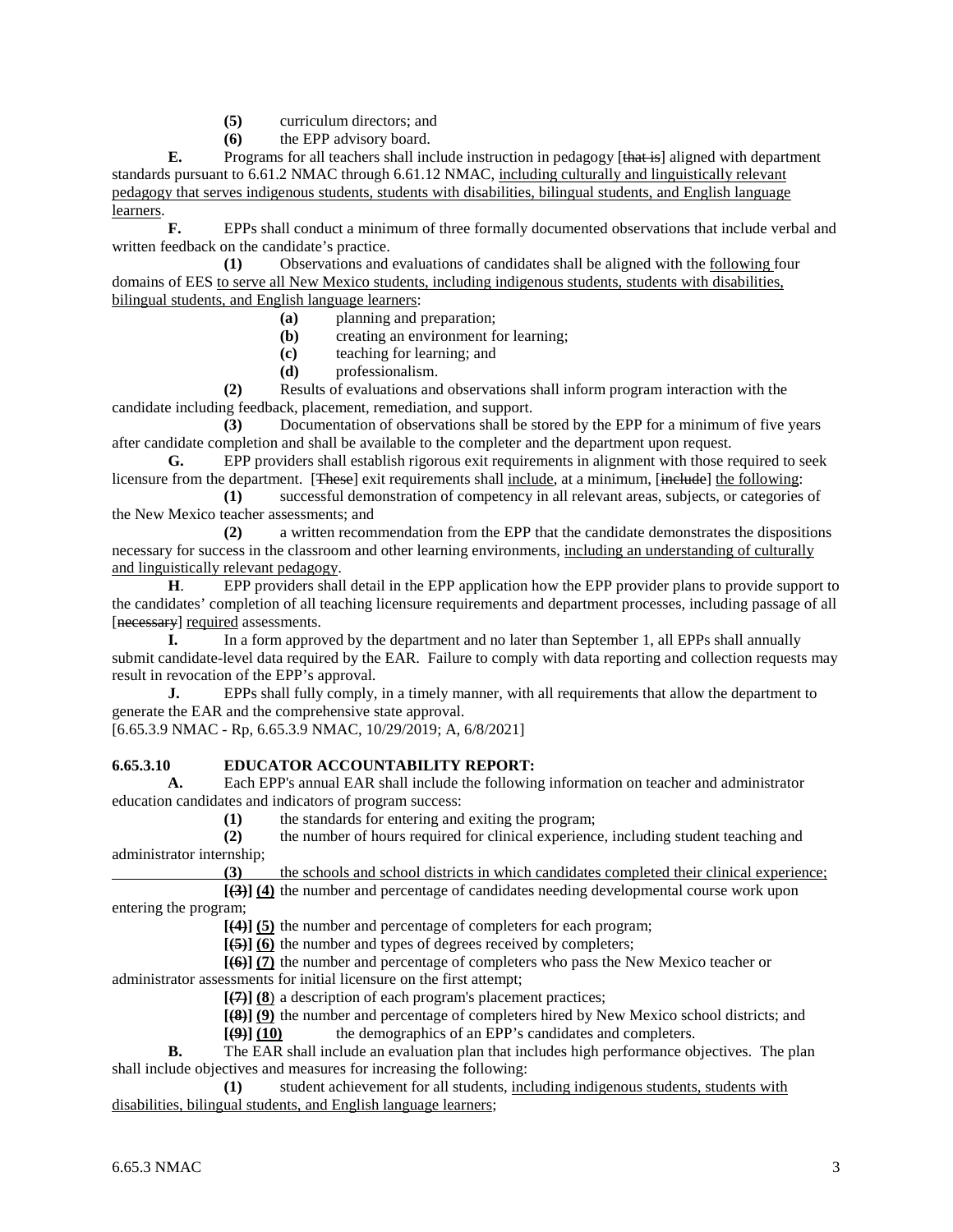**(5)** curriculum directors; and

**(6)** the EPP advisory board.

**E.** Programs for all teachers shall include instruction in pedagogy [~~that is~~] aligned with department standards pursuant to 6.61.2 NMAC through 6.61.12 NMAC, <u>including culturally and linguistically relevant pedagogy that serves indigenous students, students with disabilities, bilingual students, and English language learners</u>.

**F.** EPPs shall conduct a minimum of three formally documented observations that include verbal and written feedback on the candidate's practice.

**(1)** Observations and evaluations of candidates shall be aligned with the <u>following</u> four domains of EES <u>to serve all New Mexico students, including indigenous students, students with disabilities, bilingual students, and English language learners</u>:

**(a)** planning and preparation;

**(b)** creating an environment for learning;

**(c)** teaching for learning; and

**(d)** professionalism.

**(2)** Results of evaluations and observations shall inform program interaction with the candidate including feedback, placement, remediation, and support.

**(3)** Documentation of observations shall be stored by the EPP for a minimum of five years after candidate completion and shall be available to the completer and the department upon request.

**G.** EPP providers shall establish rigorous exit requirements in alignment with those required to seek licensure from the department. [~~These~~] exit requirements shall <u>include</u>, at a minimum, [~~include~~] <u>the following</u>:

**(1)** successful demonstration of competency in all relevant areas, subjects, or categories of the New Mexico teacher assessments; and

**(2)** a written recommendation from the EPP that the candidate demonstrates the dispositions necessary for success in the classroom and other learning environments, <u>including an understanding of culturally and linguistically relevant pedagogy</u>.

**H**. EPP providers shall detail in the EPP application how the EPP provider plans to provide support to the candidates' completion of all teaching licensure requirements and department processes, including passage of all [~~necessary~~] <u>required</u> assessments.

**I.** In a form approved by the department and no later than September 1, all EPPs shall annually submit candidate-level data required by the EAR. Failure to comply with data reporting and collection requests may result in revocation of the EPP's approval.

**J.** EPPs shall fully comply, in a timely manner, with all requirements that allow the department to generate the EAR and the comprehensive state approval.

[6.65.3.9 NMAC - Rp, 6.65.3.9 NMAC, 10/29/2019; A, 6/8/2021]

**6.65.3.10 EDUCATOR ACCOUNTABILITY REPORT:**

**A.** Each EPP's annual EAR shall include the following information on teacher and administrator education candidates and indicators of program success:

**(1)** the standards for entering and exiting the program;

**(2)** the number of hours required for clinical experience, including student teaching and administrator internship;

<u>**(3)** the schools and school districts in which candidates completed their clinical experience;</u>

**[~~(3)~~] <u>(4)</u>** the number and percentage of candidates needing developmental course work upon entering the program;

**[~~(4)~~] <u>(5)</u>** the number and percentage of completers for each program;

**[~~(5)~~] <u>(6)</u>** the number and types of degrees received by completers;

**[~~(6)~~] <u>(7)</u>** the number and percentage of completers who pass the New Mexico teacher or administrator assessments for initial licensure on the first attempt;

**[~~(7)~~] <u>(8)</u>** a description of each program's placement practices;

**[~~(8)~~] <u>(9)</u>** the number and percentage of completers hired by New Mexico school districts; and

**[~~(9)~~] <u>(10)</u>** the demographics of an EPP's candidates and completers.

**B.** The EAR shall include an evaluation plan that includes high performance objectives. The plan shall include objectives and measures for increasing the following:

**(1)** student achievement for all students, <u>including indigenous students, students with disabilities, bilingual students, and English language learners</u>;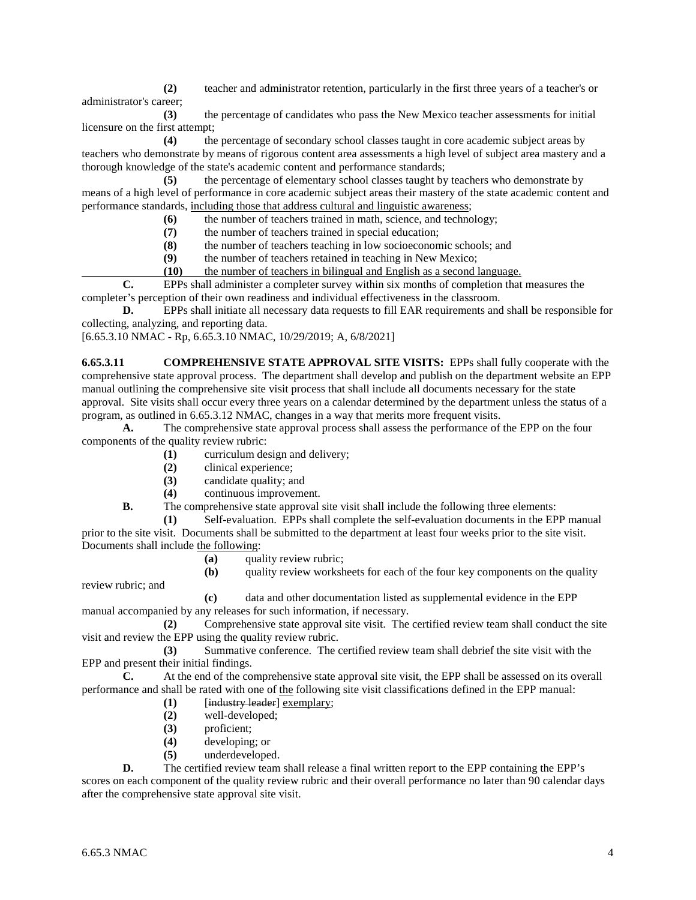**(2)** teacher and administrator retention, particularly in the first three years of a teacher's or administrator's career;

**(3)** the percentage of candidates who pass the New Mexico teacher assessments for initial licensure on the first attempt;

**(4)** the percentage of secondary school classes taught in core academic subject areas by teachers who demonstrate by means of rigorous content area assessments a high level of subject area mastery and a thorough knowledge of the state's academic content and performance standards;

**(5)** the percentage of elementary school classes taught by teachers who demonstrate by means of a high level of performance in core academic subject areas their mastery of the state academic content and performance standards, <u>including those that address cultural and linguistic awareness</u>;

**(6)** the number of teachers trained in math, science, and technology;

**(7)** the number of teachers trained in special education;

**(8)** the number of teachers teaching in low socioeconomic schools; and

**(9)** the number of teachers retained in teaching in New Mexico;

<u>**(10)** the number of teachers in bilingual and English as a second language.</u>

**C.** EPPs shall administer a completer survey within six months of completion that measures the completer's perception of their own readiness and individual effectiveness in the classroom.

**D.** EPPs shall initiate all necessary data requests to fill EAR requirements and shall be responsible for collecting, analyzing, and reporting data.

[6.65.3.10 NMAC - Rp, 6.65.3.10 NMAC, 10/29/2019; A, 6/8/2021]

**6.65.3.11 COMPREHENSIVE STATE APPROVAL SITE VISITS:** EPPs shall fully cooperate with the comprehensive state approval process. The department shall develop and publish on the department website an EPP manual outlining the comprehensive site visit process that shall include all documents necessary for the state approval. Site visits shall occur every three years on a calendar determined by the department unless the status of a program, as outlined in 6.65.3.12 NMAC, changes in a way that merits more frequent visits.

**A.** The comprehensive state approval process shall assess the performance of the EPP on the four components of the quality review rubric:

**(1)** curriculum design and delivery;

**(2)** clinical experience;

**(3)** candidate quality; and

**(4)** continuous improvement.

**B.** The comprehensive state approval site visit shall include the following three elements:

**(1)** Self-evaluation. EPPs shall complete the self-evaluation documents in the EPP manual prior to the site visit. Documents shall be submitted to the department at least four weeks prior to the site visit. Documents shall include <u>the following</u>:

**(a)** quality review rubric;

**(b)** quality review worksheets for each of the four key components on the quality review rubric; and

**(c)** data and other documentation listed as supplemental evidence in the EPP manual accompanied by any releases for such information, if necessary.

**(2)** Comprehensive state approval site visit. The certified review team shall conduct the site visit and review the EPP using the quality review rubric.

**(3)** Summative conference. The certified review team shall debrief the site visit with the EPP and present their initial findings.

**C.** At the end of the comprehensive state approval site visit, the EPP shall be assessed on its overall performance and shall be rated with one of <u>the</u> following site visit classifications defined in the EPP manual:

**(1)** [~~industry leader~~] <u>exemplary</u>;

**(2)** well-developed;

**(3)** proficient;

**(4)** developing; or

**(5)** underdeveloped.

**D.** The certified review team shall release a final written report to the EPP containing the EPP's scores on each component of the quality review rubric and their overall performance no later than 90 calendar days after the comprehensive state approval site visit.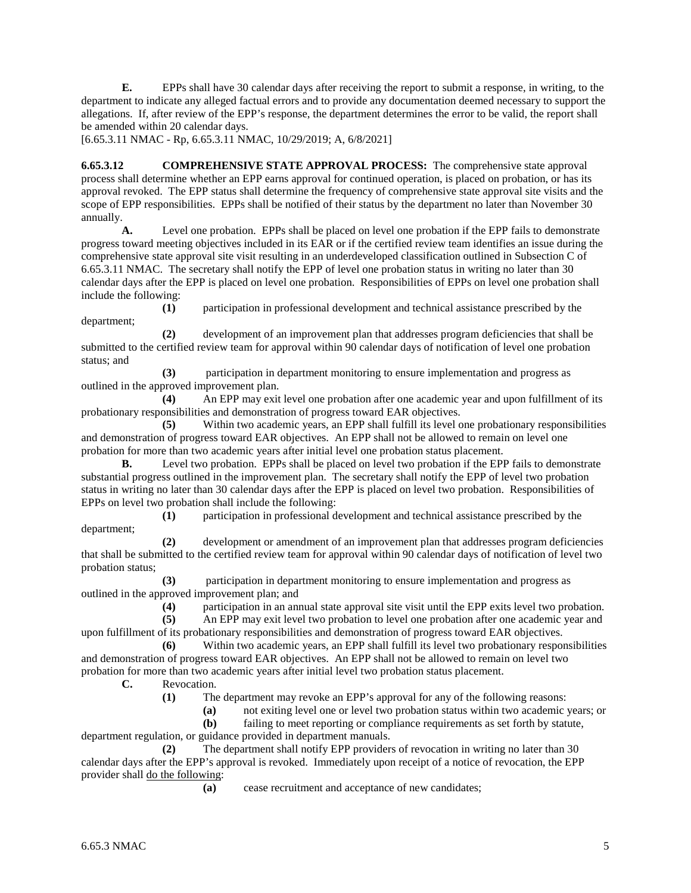**E.** EPPs shall have 30 calendar days after receiving the report to submit a response, in writing, to the department to indicate any alleged factual errors and to provide any documentation deemed necessary to support the allegations. If, after review of the EPP's response, the department determines the error to be valid, the report shall be amended within 20 calendar days.

[6.65.3.11 NMAC - Rp, 6.65.3.11 NMAC, 10/29/2019; A, 6/8/2021]

**6.65.3.12 COMPREHENSIVE STATE APPROVAL PROCESS:** The comprehensive state approval process shall determine whether an EPP earns approval for continued operation, is placed on probation, or has its approval revoked. The EPP status shall determine the frequency of comprehensive state approval site visits and the scope of EPP responsibilities. EPPs shall be notified of their status by the department no later than November 30 annually.

**A.** Level one probation. EPPs shall be placed on level one probation if the EPP fails to demonstrate progress toward meeting objectives included in its EAR or if the certified review team identifies an issue during the comprehensive state approval site visit resulting in an underdeveloped classification outlined in Subsection C of 6.65.3.11 NMAC. The secretary shall notify the EPP of level one probation status in writing no later than 30 calendar days after the EPP is placed on level one probation. Responsibilities of EPPs on level one probation shall include the following:

**(1)** participation in professional development and technical assistance prescribed by the department;

**(2)** development of an improvement plan that addresses program deficiencies that shall be submitted to the certified review team for approval within 90 calendar days of notification of level one probation status; and

**(3)** participation in department monitoring to ensure implementation and progress as outlined in the approved improvement plan.

**(4)** An EPP may exit level one probation after one academic year and upon fulfillment of its probationary responsibilities and demonstration of progress toward EAR objectives.

**(5)** Within two academic years, an EPP shall fulfill its level one probationary responsibilities and demonstration of progress toward EAR objectives. An EPP shall not be allowed to remain on level one probation for more than two academic years after initial level one probation status placement.

**B.** Level two probation. EPPs shall be placed on level two probation if the EPP fails to demonstrate substantial progress outlined in the improvement plan. The secretary shall notify the EPP of level two probation status in writing no later than 30 calendar days after the EPP is placed on level two probation. Responsibilities of EPPs on level two probation shall include the following:

**(1)** participation in professional development and technical assistance prescribed by the department;

**(2)** development or amendment of an improvement plan that addresses program deficiencies that shall be submitted to the certified review team for approval within 90 calendar days of notification of level two probation status;

**(3)** participation in department monitoring to ensure implementation and progress as outlined in the approved improvement plan; and

**(4)** participation in an annual state approval site visit until the EPP exits level two probation.

**(5)** An EPP may exit level two probation to level one probation after one academic year and upon fulfillment of its probationary responsibilities and demonstration of progress toward EAR objectives.

**(6)** Within two academic years, an EPP shall fulfill its level two probationary responsibilities and demonstration of progress toward EAR objectives. An EPP shall not be allowed to remain on level two probation for more than two academic years after initial level two probation status placement.

**C.** Revocation.

**(1)** The department may revoke an EPP's approval for any of the following reasons:

**(a)** not exiting level one or level two probation status within two academic years; or

**(b)** failing to meet reporting or compliance requirements as set forth by statute, department regulation, or guidance provided in department manuals.

**(2)** The department shall notify EPP providers of revocation in writing no later than 30 calendar days after the EPP's approval is revoked. Immediately upon receipt of a notice of revocation, the EPP provider shall do the following:

**(a)** cease recruitment and acceptance of new candidates;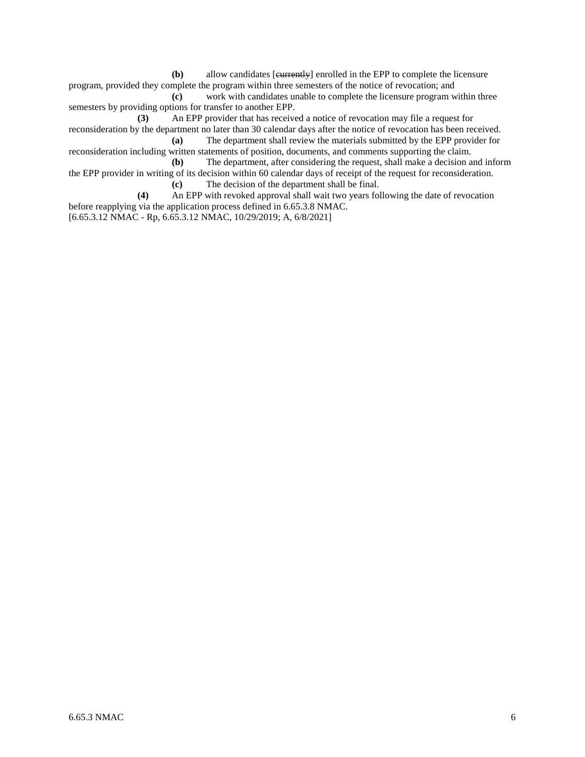**(b)** allow candidates [~~currently~~] enrolled in the EPP to complete the licensure program, provided they complete the program within three semesters of the notice of revocation; and

**(c)** work with candidates unable to complete the licensure program within three semesters by providing options for transfer to another EPP.

**(3)** An EPP provider that has received a notice of revocation may file a request for reconsideration by the department no later than 30 calendar days after the notice of revocation has been received.

**(a)** The department shall review the materials submitted by the EPP provider for reconsideration including written statements of position, documents, and comments supporting the claim.

**(b)** The department, after considering the request, shall make a decision and inform the EPP provider in writing of its decision within 60 calendar days of receipt of the request for reconsideration.

**(c)** The decision of the department shall be final.

**(4)** An EPP with revoked approval shall wait two years following the date of revocation before reapplying via the application process defined in 6.65.3.8 NMAC.

[6.65.3.12 NMAC - Rp, 6.65.3.12 NMAC, 10/29/2019; A, 6/8/2021]